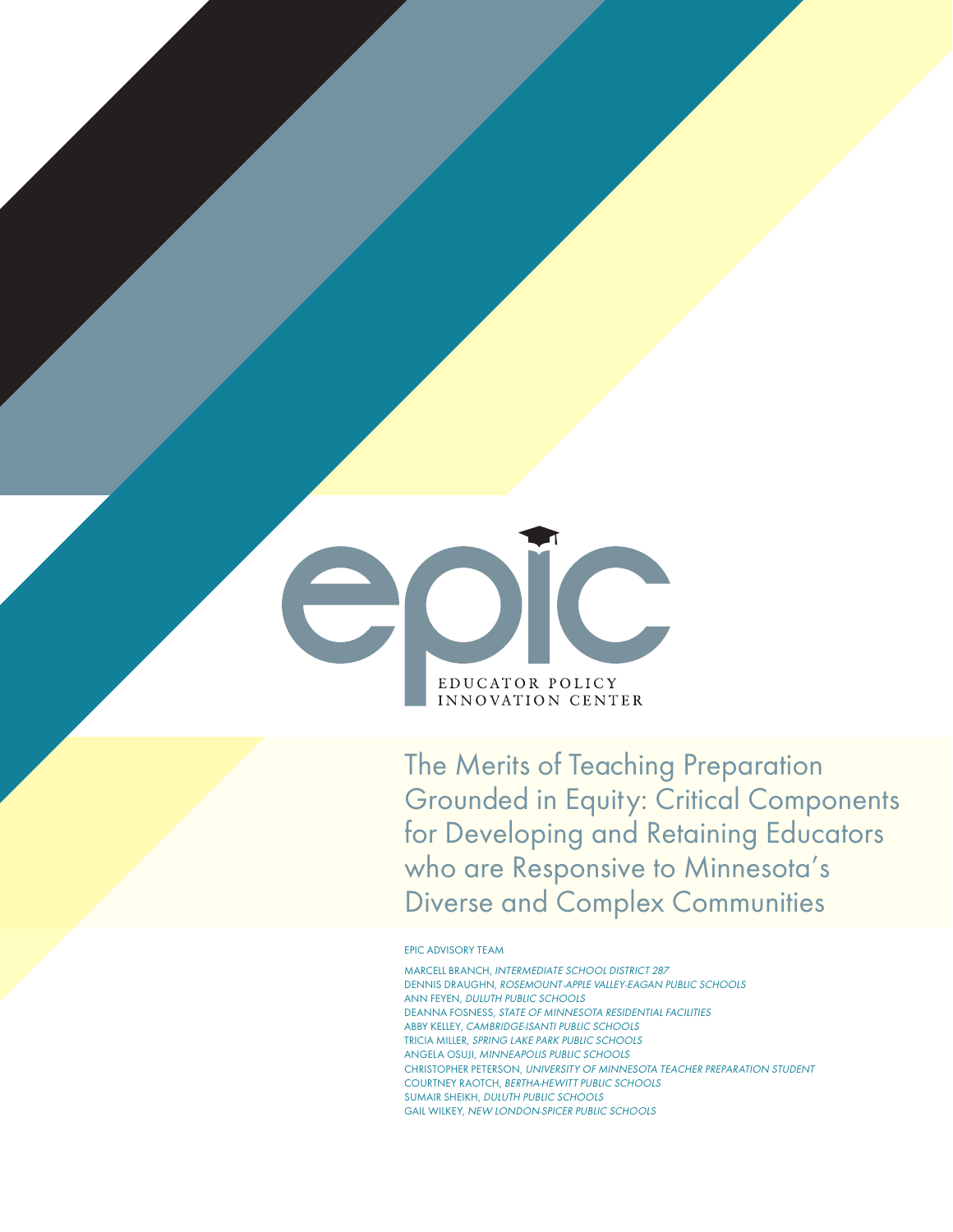EDUCATOR POLICY INNOVATION CENTER

# The Merits of Teaching Preparation Grounded in Equity: Critical Components for Developing and Retaining Educators who are Responsive to Minnesota's Diverse and Complex Communities

EPIC ADVISORY TEAM

MARCELL BRANCH, *INTERMEDIATE SCHOOL DISTRICT 287*
DENNIS DRAUGHN, *ROSEMOUNT-APPLE VALLEY-EAGAN PUBLIC SCHOOLS*
ANN FEYEN, *DULUTH PUBLIC SCHOOLS*
DEANNA FOSNESS, *STATE OF MINNESOTA RESIDENTIAL FACILITIES*
ABBY KELLEY, *CAMBRIDGE-ISANTI PUBLIC SCHOOLS*
TRICIA MILLER, *SPRING LAKE PARK PUBLIC SCHOOLS*
ANGELA OSUJI, *MINNEAPOLIS PUBLIC SCHOOLS*
CHRISTOPHER PETERSON, *UNIVERSITY OF MINNESOTA TEACHER PREPARATION STUDENT*
COURTNEY RAOTCH, *BERTHA-HEWITT PUBLIC SCHOOLS*
SUMAIR SHEIKH, *DULUTH PUBLIC SCHOOLS*
GAIL WILKEY, *NEW LONDON-SPICER PUBLIC SCHOOLS*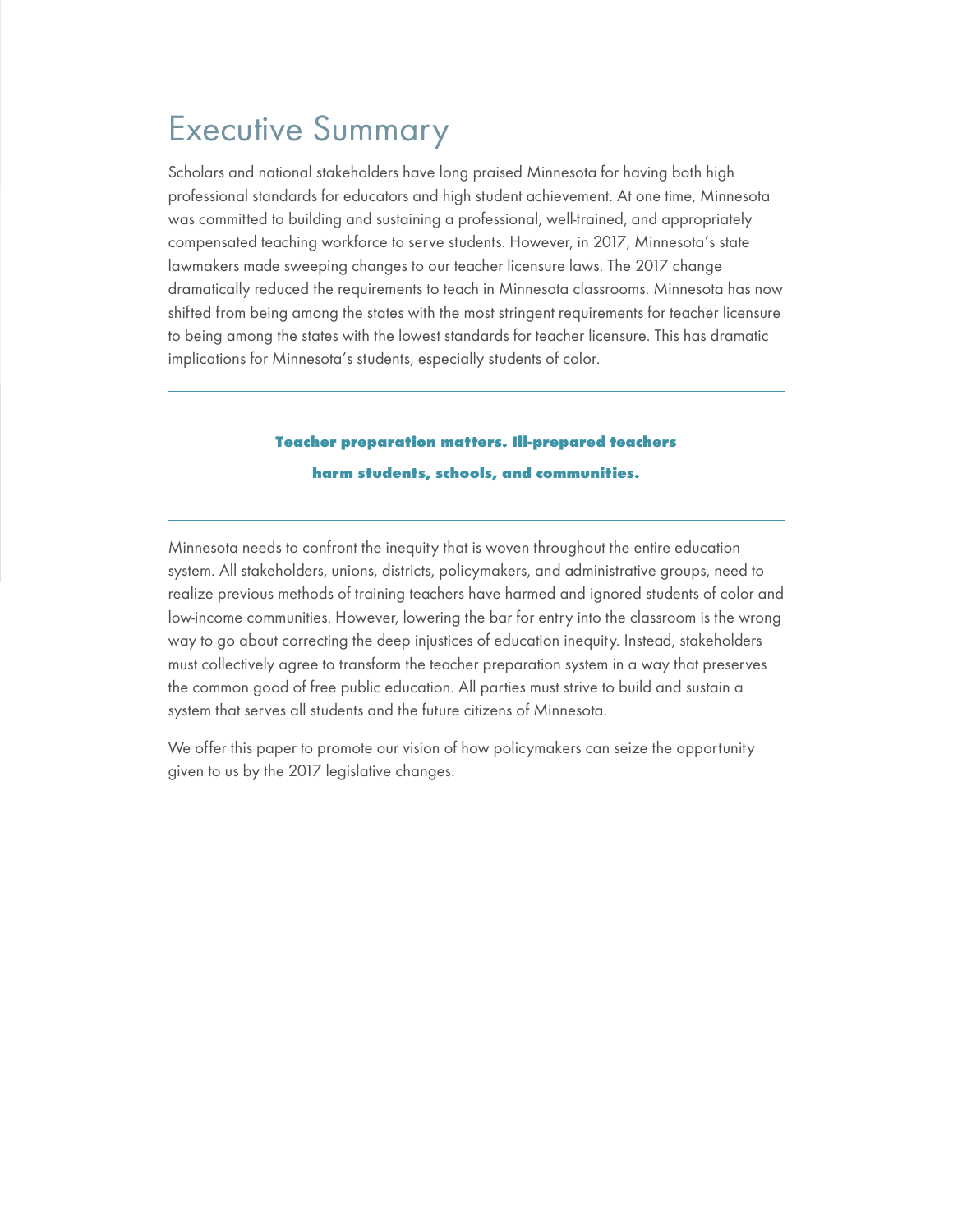# Executive Summary

Scholars and national stakeholders have long praised Minnesota for having both high professional standards for educators and high student achievement. At one time, Minnesota was committed to building and sustaining a professional, well-trained, and appropriately compensated teaching workforce to serve students. However, in 2017, Minnesota's state lawmakers made sweeping changes to our teacher licensure laws. The 2017 change dramatically reduced the requirements to teach in Minnesota classrooms. Minnesota has now shifted from being among the states with the most stringent requirements for teacher licensure to being among the states with the lowest standards for teacher licensure. This has dramatic implications for Minnesota's students, especially students of color.

---

**Teacher preparation matters. Ill-prepared teachers harm students, schools, and communities.**

---

Minnesota needs to confront the inequity that is woven throughout the entire education system. All stakeholders, unions, districts, policymakers, and administrative groups, need to realize previous methods of training teachers have harmed and ignored students of color and low-income communities. However, lowering the bar for entry into the classroom is the wrong way to go about correcting the deep injustices of education inequity. Instead, stakeholders must collectively agree to transform the teacher preparation system in a way that preserves the common good of free public education. All parties must strive to build and sustain a system that serves all students and the future citizens of Minnesota.

We offer this paper to promote our vision of how policymakers can seize the opportunity given to us by the 2017 legislative changes.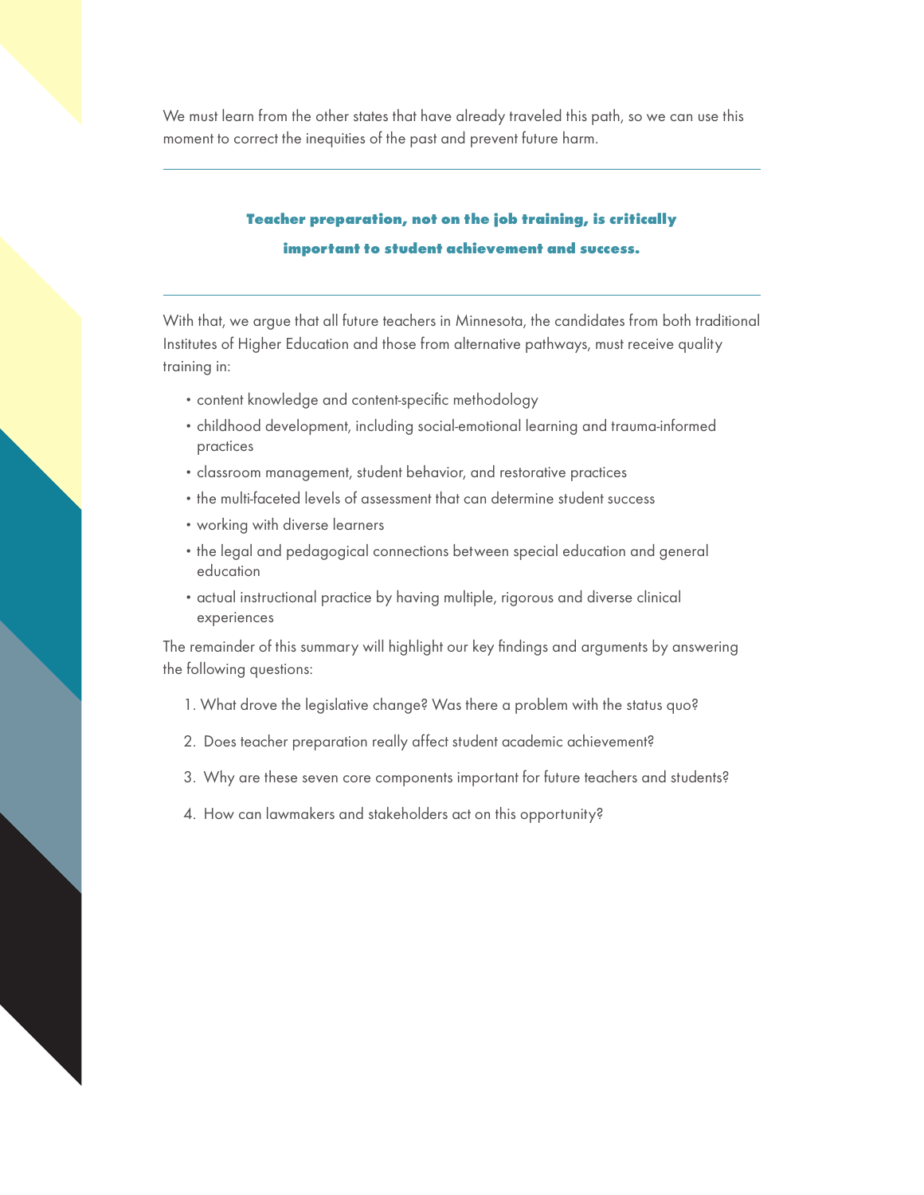We must learn from the other states that have already traveled this path, so we can use this moment to correct the inequities of the past and prevent future harm.

---

**Teacher preparation, not on the job training, is critically important to student achievement and success.**

---

With that, we argue that all future teachers in Minnesota, the candidates from both traditional Institutes of Higher Education and those from alternative pathways, must receive quality training in:

- content knowledge and content-specific methodology
- childhood development, including social-emotional learning and trauma-informed practices
- classroom management, student behavior, and restorative practices
- the multi-faceted levels of assessment that can determine student success
- working with diverse learners
- the legal and pedagogical connections between special education and general education
- actual instructional practice by having multiple, rigorous and diverse clinical experiences

The remainder of this summary will highlight our key findings and arguments by answering the following questions:

1. What drove the legislative change? Was there a problem with the status quo?
2. Does teacher preparation really affect student academic achievement?
3. Why are these seven core components important for future teachers and students?
4. How can lawmakers and stakeholders act on this opportunity?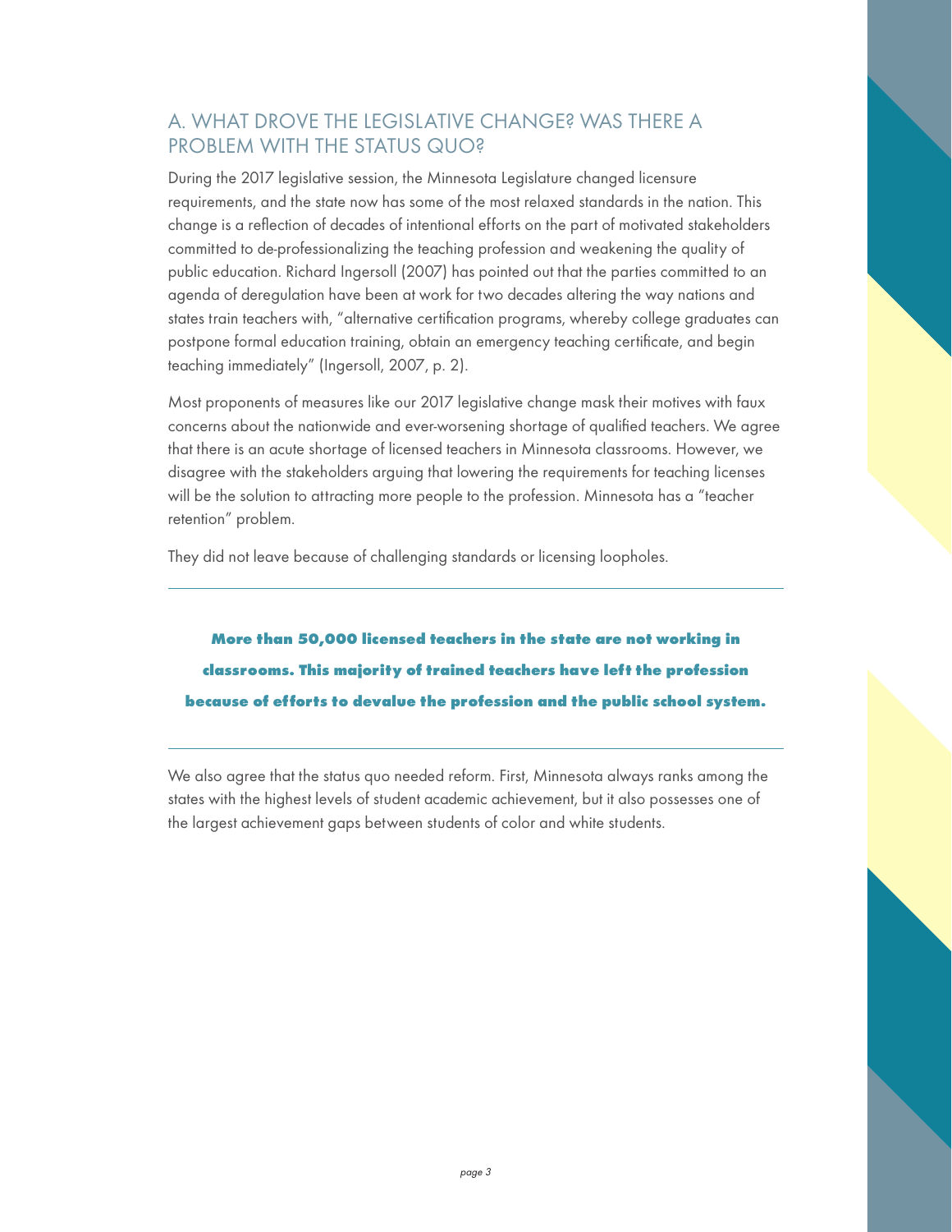## A. WHAT DROVE THE LEGISLATIVE CHANGE? WAS THERE A PROBLEM WITH THE STATUS QUO?

During the 2017 legislative session, the Minnesota Legislature changed licensure requirements, and the state now has some of the most relaxed standards in the nation. This change is a reflection of decades of intentional efforts on the part of motivated stakeholders committed to de-professionalizing the teaching profession and weakening the quality of public education. Richard Ingersoll (2007) has pointed out that the parties committed to an agenda of deregulation have been at work for two decades altering the way nations and states train teachers with, "alternative certification programs, whereby college graduates can postpone formal education training, obtain an emergency teaching certificate, and begin teaching immediately" (Ingersoll, 2007, p. 2).

Most proponents of measures like our 2017 legislative change mask their motives with faux concerns about the nationwide and ever-worsening shortage of qualified teachers. We agree that there is an acute shortage of licensed teachers in Minnesota classrooms. However, we disagree with the stakeholders arguing that lowering the requirements for teaching licenses will be the solution to attracting more people to the profession. Minnesota has a "teacher retention" problem.

They did not leave because of challenging standards or licensing loopholes.

---

**More than 50,000 licensed teachers in the state are not working in classrooms. This majority of trained teachers have left the profession because of efforts to devalue the profession and the public school system.**

---

We also agree that the status quo needed reform. First, Minnesota always ranks among the states with the highest levels of student academic achievement, but it also possesses one of the largest achievement gaps between students of color and white students.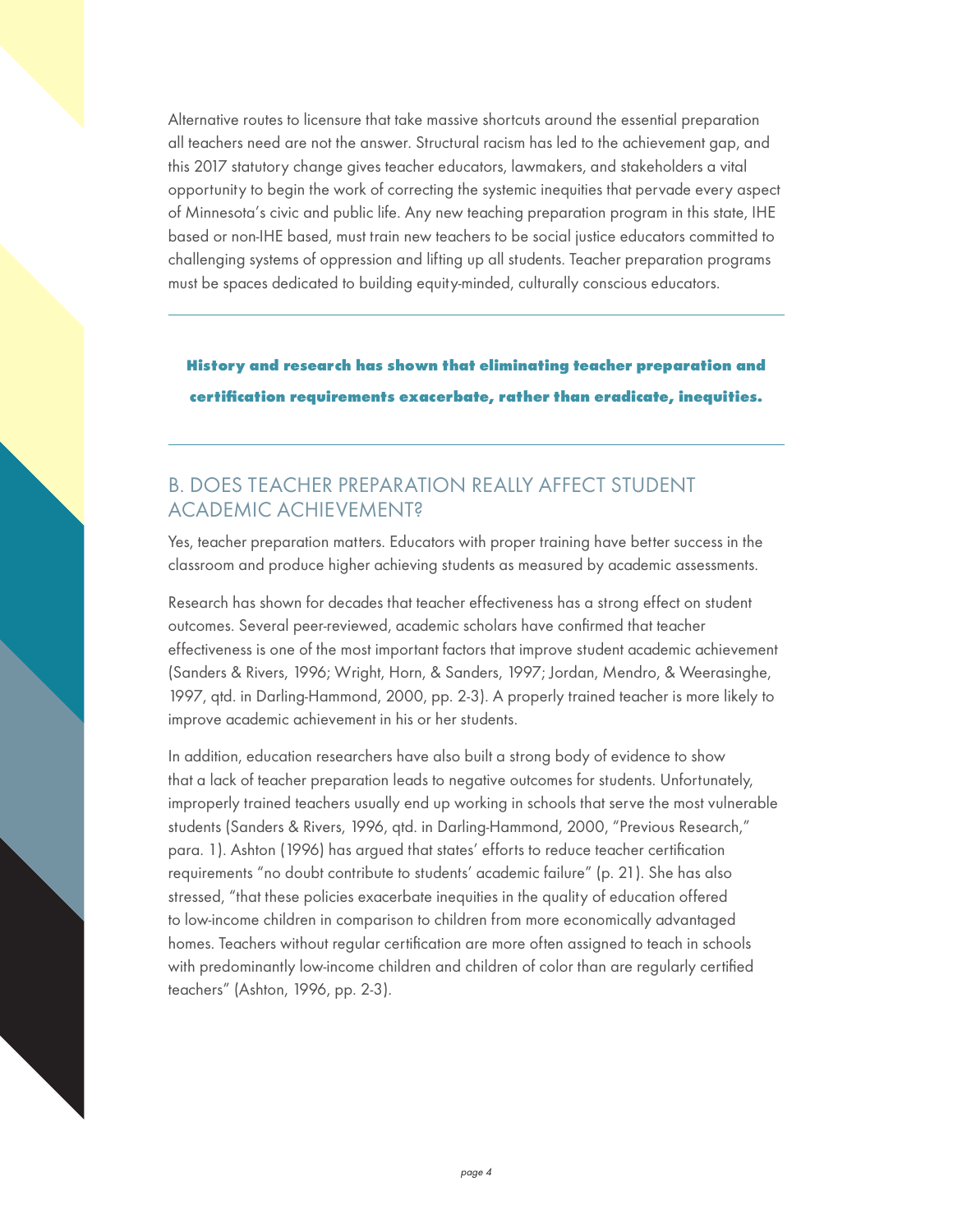Alternative routes to licensure that take massive shortcuts around the essential preparation all teachers need are not the answer. Structural racism has led to the achievement gap, and this 2017 statutory change gives teacher educators, lawmakers, and stakeholders a vital opportunity to begin the work of correcting the systemic inequities that pervade every aspect of Minnesota's civic and public life. Any new teaching preparation program in this state, IHE based or non-IHE based, must train new teachers to be social justice educators committed to challenging systems of oppression and lifting up all students. Teacher preparation programs must be spaces dedicated to building equity-minded, culturally conscious educators.

---

**History and research has shown that eliminating teacher preparation and certification requirements exacerbate, rather than eradicate, inequities.**

---

## B. DOES TEACHER PREPARATION REALLY AFFECT STUDENT ACADEMIC ACHIEVEMENT?

Yes, teacher preparation matters. Educators with proper training have better success in the classroom and produce higher achieving students as measured by academic assessments.

Research has shown for decades that teacher effectiveness has a strong effect on student outcomes. Several peer-reviewed, academic scholars have confirmed that teacher effectiveness is one of the most important factors that improve student academic achievement (Sanders & Rivers, 1996; Wright, Horn, & Sanders, 1997; Jordan, Mendro, & Weerasinghe, 1997, qtd. in Darling-Hammond, 2000, pp. 2-3). A properly trained teacher is more likely to improve academic achievement in his or her students.

In addition, education researchers have also built a strong body of evidence to show that a lack of teacher preparation leads to negative outcomes for students. Unfortunately, improperly trained teachers usually end up working in schools that serve the most vulnerable students (Sanders & Rivers, 1996, qtd. in Darling-Hammond, 2000, "Previous Research," para. 1). Ashton (1996) has argued that states' efforts to reduce teacher certification requirements "no doubt contribute to students' academic failure" (p. 21). She has also stressed, "that these policies exacerbate inequities in the quality of education offered to low-income children in comparison to children from more economically advantaged homes. Teachers without regular certification are more often assigned to teach in schools with predominantly low-income children and children of color than are regularly certified teachers" (Ashton, 1996, pp. 2-3).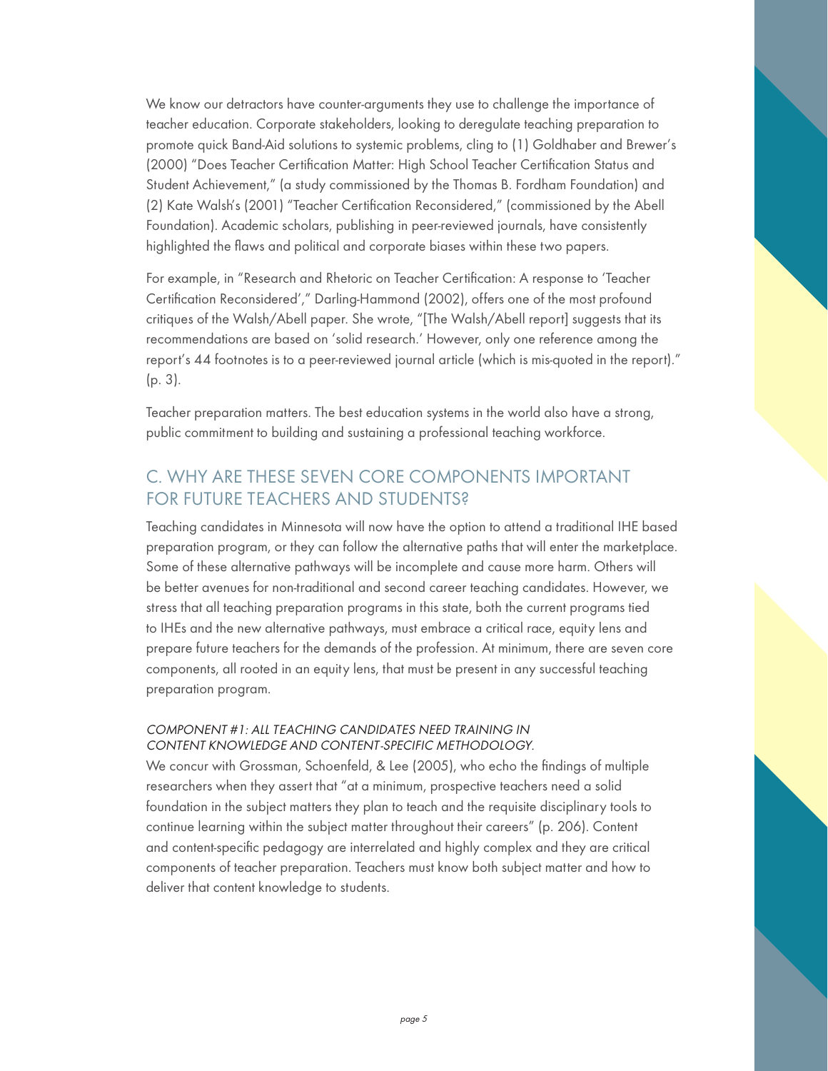We know our detractors have counter-arguments they use to challenge the importance of teacher education. Corporate stakeholders, looking to deregulate teaching preparation to promote quick Band-Aid solutions to systemic problems, cling to (1) Goldhaber and Brewer's (2000) "Does Teacher Certification Matter: High School Teacher Certification Status and Student Achievement," (a study commissioned by the Thomas B. Fordham Foundation) and (2) Kate Walsh's (2001) "Teacher Certification Reconsidered," (commissioned by the Abell Foundation). Academic scholars, publishing in peer-reviewed journals, have consistently highlighted the flaws and political and corporate biases within these two papers.

For example, in "Research and Rhetoric on Teacher Certification: A response to 'Teacher Certification Reconsidered'," Darling-Hammond (2002), offers one of the most profound critiques of the Walsh/Abell paper. She wrote, "[The Walsh/Abell report] suggests that its recommendations are based on 'solid research.' However, only one reference among the report's 44 footnotes is to a peer-reviewed journal article (which is mis-quoted in the report)." (p. 3).

Teacher preparation matters. The best education systems in the world also have a strong, public commitment to building and sustaining a professional teaching workforce.

## C. WHY ARE THESE SEVEN CORE COMPONENTS IMPORTANT FOR FUTURE TEACHERS AND STUDENTS?

Teaching candidates in Minnesota will now have the option to attend a traditional IHE based preparation program, or they can follow the alternative paths that will enter the marketplace. Some of these alternative pathways will be incomplete and cause more harm. Others will be better avenues for non-traditional and second career teaching candidates. However, we stress that all teaching preparation programs in this state, both the current programs tied to IHEs and the new alternative pathways, must embrace a critical race, equity lens and prepare future teachers for the demands of the profession. At minimum, there are seven core components, all rooted in an equity lens, that must be present in any successful teaching preparation program.

### *COMPONENT #1: ALL TEACHING CANDIDATES NEED TRAINING IN CONTENT KNOWLEDGE AND CONTENT-SPECIFIC METHODOLOGY.*

We concur with Grossman, Schoenfeld, & Lee (2005), who echo the findings of multiple researchers when they assert that "at a minimum, prospective teachers need a solid foundation in the subject matters they plan to teach and the requisite disciplinary tools to continue learning within the subject matter throughout their careers" (p. 206). Content and content-specific pedagogy are interrelated and highly complex and they are critical components of teacher preparation. Teachers must know both subject matter and how to deliver that content knowledge to students.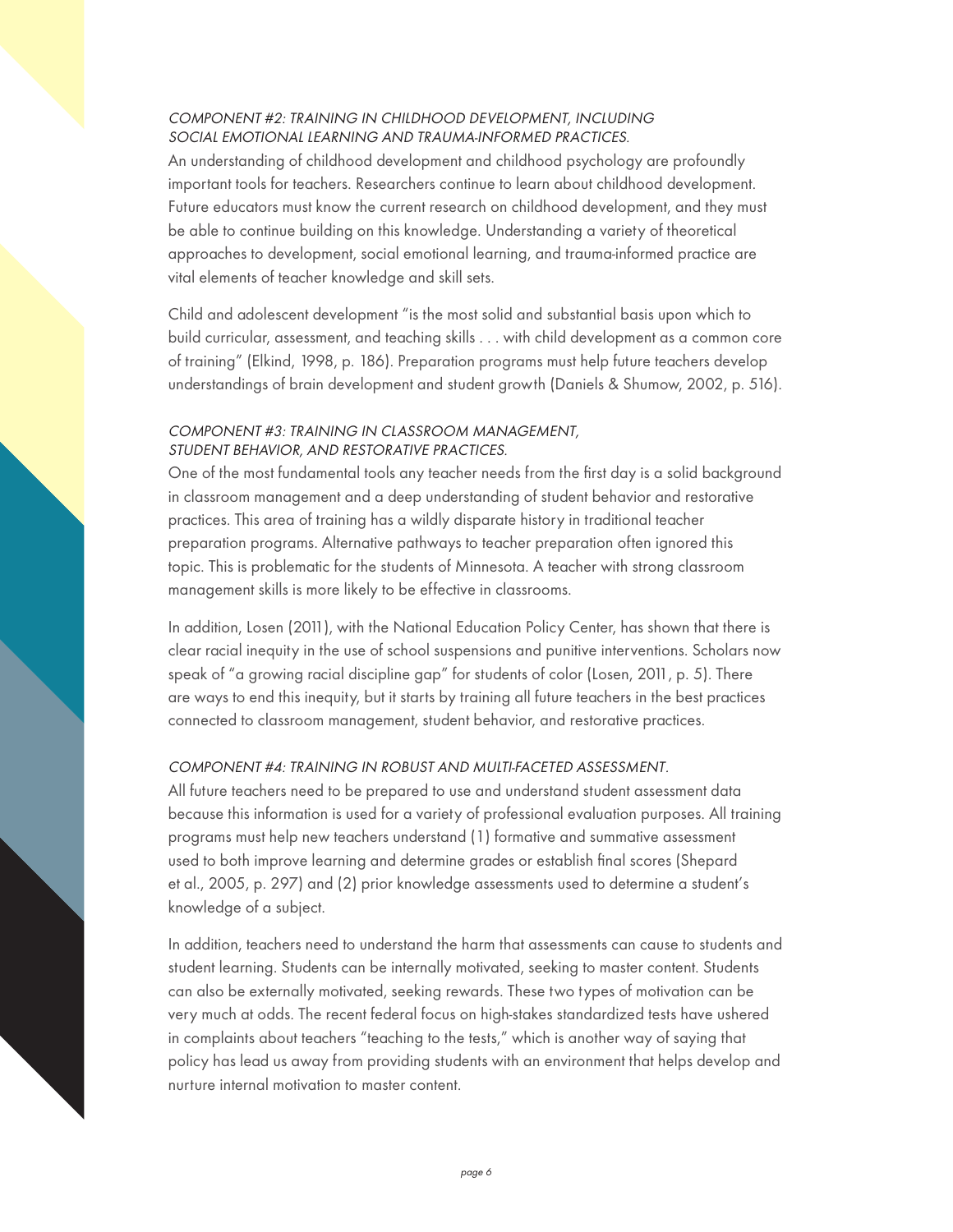### *COMPONENT #2: TRAINING IN CHILDHOOD DEVELOPMENT, INCLUDING SOCIAL EMOTIONAL LEARNING AND TRAUMA-INFORMED PRACTICES.*

An understanding of childhood development and childhood psychology are profoundly important tools for teachers. Researchers continue to learn about childhood development. Future educators must know the current research on childhood development, and they must be able to continue building on this knowledge. Understanding a variety of theoretical approaches to development, social emotional learning, and trauma-informed practice are vital elements of teacher knowledge and skill sets.

Child and adolescent development "is the most solid and substantial basis upon which to build curricular, assessment, and teaching skills . . . with child development as a common core of training" (Elkind, 1998, p. 186). Preparation programs must help future teachers develop understandings of brain development and student growth (Daniels & Shumow, 2002, p. 516).

### *COMPONENT #3: TRAINING IN CLASSROOM MANAGEMENT, STUDENT BEHAVIOR, AND RESTORATIVE PRACTICES.*

One of the most fundamental tools any teacher needs from the first day is a solid background in classroom management and a deep understanding of student behavior and restorative practices. This area of training has a wildly disparate history in traditional teacher preparation programs. Alternative pathways to teacher preparation often ignored this topic. This is problematic for the students of Minnesota. A teacher with strong classroom management skills is more likely to be effective in classrooms.

In addition, Losen (2011), with the National Education Policy Center, has shown that there is clear racial inequity in the use of school suspensions and punitive interventions. Scholars now speak of "a growing racial discipline gap" for students of color (Losen, 2011, p. 5). There are ways to end this inequity, but it starts by training all future teachers in the best practices connected to classroom management, student behavior, and restorative practices.

### *COMPONENT #4: TRAINING IN ROBUST AND MULTI-FACETED ASSESSMENT.*

All future teachers need to be prepared to use and understand student assessment data because this information is used for a variety of professional evaluation purposes. All training programs must help new teachers understand (1) formative and summative assessment used to both improve learning and determine grades or establish final scores (Shepard et al., 2005, p. 297) and (2) prior knowledge assessments used to determine a student's knowledge of a subject.

In addition, teachers need to understand the harm that assessments can cause to students and student learning. Students can be internally motivated, seeking to master content. Students can also be externally motivated, seeking rewards. These two types of motivation can be very much at odds. The recent federal focus on high-stakes standardized tests have ushered in complaints about teachers "teaching to the tests," which is another way of saying that policy has lead us away from providing students with an environment that helps develop and nurture internal motivation to master content.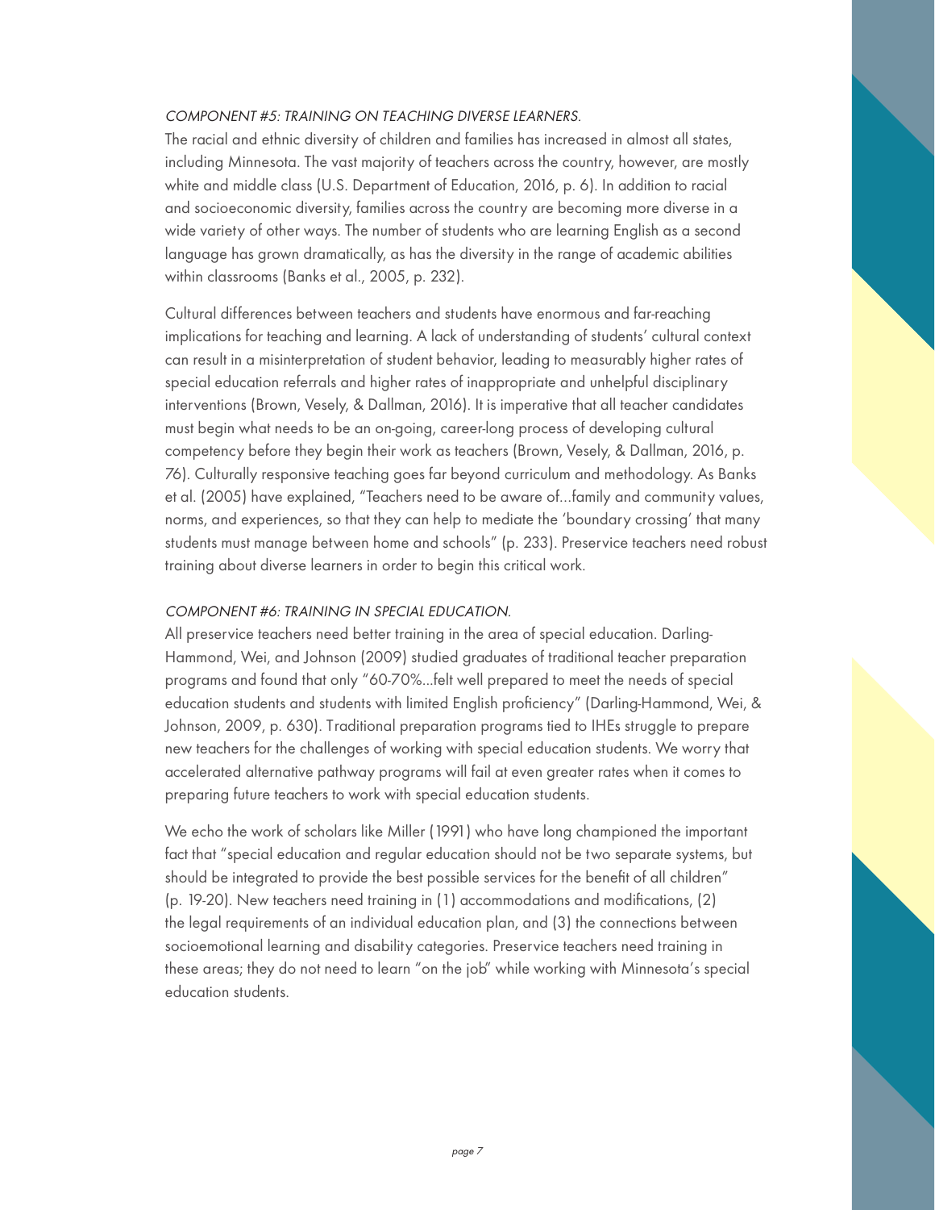*COMPONENT #5: TRAINING ON TEACHING DIVERSE LEARNERS.*

The racial and ethnic diversity of children and families has increased in almost all states, including Minnesota. The vast majority of teachers across the country, however, are mostly white and middle class (U.S. Department of Education, 2016, p. 6). In addition to racial and socioeconomic diversity, families across the country are becoming more diverse in a wide variety of other ways. The number of students who are learning English as a second language has grown dramatically, as has the diversity in the range of academic abilities within classrooms (Banks et al., 2005, p. 232).

Cultural differences between teachers and students have enormous and far-reaching implications for teaching and learning. A lack of understanding of students' cultural context can result in a misinterpretation of student behavior, leading to measurably higher rates of special education referrals and higher rates of inappropriate and unhelpful disciplinary interventions (Brown, Vesely, & Dallman, 2016). It is imperative that all teacher candidates must begin what needs to be an on-going, career-long process of developing cultural competency before they begin their work as teachers (Brown, Vesely, & Dallman, 2016, p. 76). Culturally responsive teaching goes far beyond curriculum and methodology. As Banks et al. (2005) have explained, "Teachers need to be aware of…family and community values, norms, and experiences, so that they can help to mediate the 'boundary crossing' that many students must manage between home and schools" (p. 233). Preservice teachers need robust training about diverse learners in order to begin this critical work.

*COMPONENT #6: TRAINING IN SPECIAL EDUCATION.*

All preservice teachers need better training in the area of special education. Darling-Hammond, Wei, and Johnson (2009) studied graduates of traditional teacher preparation programs and found that only "60-70%…felt well prepared to meet the needs of special education students and students with limited English proficiency" (Darling-Hammond, Wei, & Johnson, 2009, p. 630). Traditional preparation programs tied to IHEs struggle to prepare new teachers for the challenges of working with special education students. We worry that accelerated alternative pathway programs will fail at even greater rates when it comes to preparing future teachers to work with special education students.

We echo the work of scholars like Miller (1991) who have long championed the important fact that "special education and regular education should not be two separate systems, but should be integrated to provide the best possible services for the benefit of all children" (p. 19-20). New teachers need training in (1) accommodations and modifications, (2) the legal requirements of an individual education plan, and (3) the connections between socioemotional learning and disability categories. Preservice teachers need training in these areas; they do not need to learn "on the job" while working with Minnesota's special education students.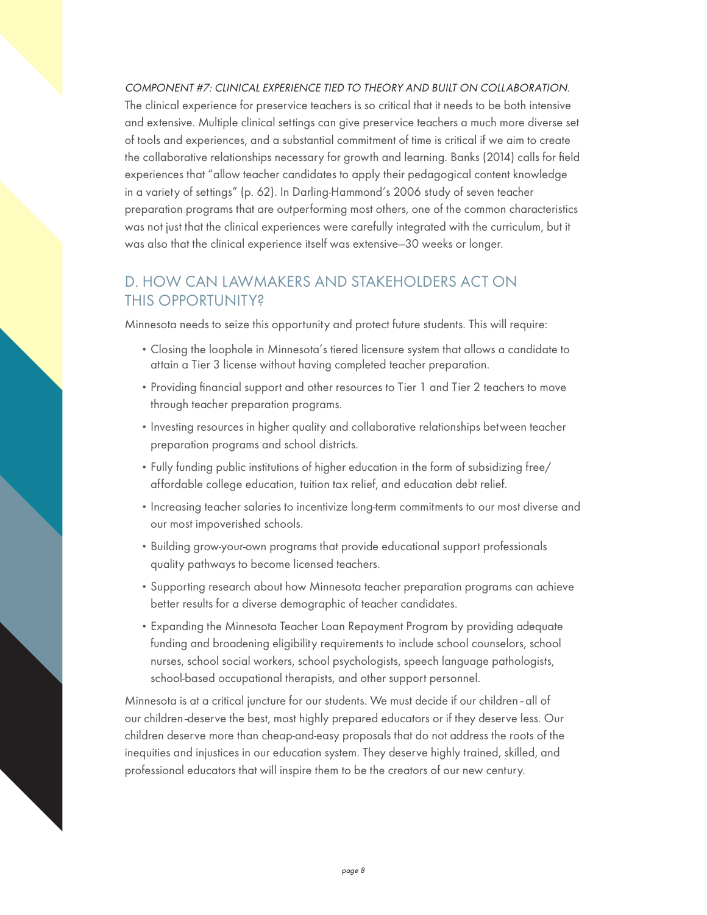*COMPONENT #7: CLINICAL EXPERIENCE TIED TO THEORY AND BUILT ON COLLABORATION.*
The clinical experience for preservice teachers is so critical that it needs to be both intensive and extensive. Multiple clinical settings can give preservice teachers a much more diverse set of tools and experiences, and a substantial commitment of time is critical if we aim to create the collaborative relationships necessary for growth and learning. Banks (2014) calls for field experiences that "allow teacher candidates to apply their pedagogical content knowledge in a variety of settings" (p. 62). In Darling-Hammond's 2006 study of seven teacher preparation programs that are outperforming most others, one of the common characteristics was not just that the clinical experiences were carefully integrated with the curriculum, but it was also that the clinical experience itself was extensive—30 weeks or longer.

## D. HOW CAN LAWMAKERS AND STAKEHOLDERS ACT ON THIS OPPORTUNITY?

Minnesota needs to seize this opportunity and protect future students. This will require:

- Closing the loophole in Minnesota's tiered licensure system that allows a candidate to attain a Tier 3 license without having completed teacher preparation.
- Providing financial support and other resources to Tier 1 and Tier 2 teachers to move through teacher preparation programs.
- Investing resources in higher quality and collaborative relationships between teacher preparation programs and school districts.
- Fully funding public institutions of higher education in the form of subsidizing free/ affordable college education, tuition tax relief, and education debt relief.
- Increasing teacher salaries to incentivize long-term commitments to our most diverse and our most impoverished schools.
- Building grow-your-own programs that provide educational support professionals quality pathways to become licensed teachers.
- Supporting research about how Minnesota teacher preparation programs can achieve better results for a diverse demographic of teacher candidates.
- Expanding the Minnesota Teacher Loan Repayment Program by providing adequate funding and broadening eligibility requirements to include school counselors, school nurses, school social workers, school psychologists, speech language pathologists, school-based occupational therapists, and other support personnel.

Minnesota is at a critical juncture for our students. We must decide if our children – all of our children – deserve the best, most highly prepared educators or if they deserve less. Our children deserve more than cheap-and-easy proposals that do not address the roots of the inequities and injustices in our education system. They deserve highly trained, skilled, and professional educators that will inspire them to be the creators of our new century.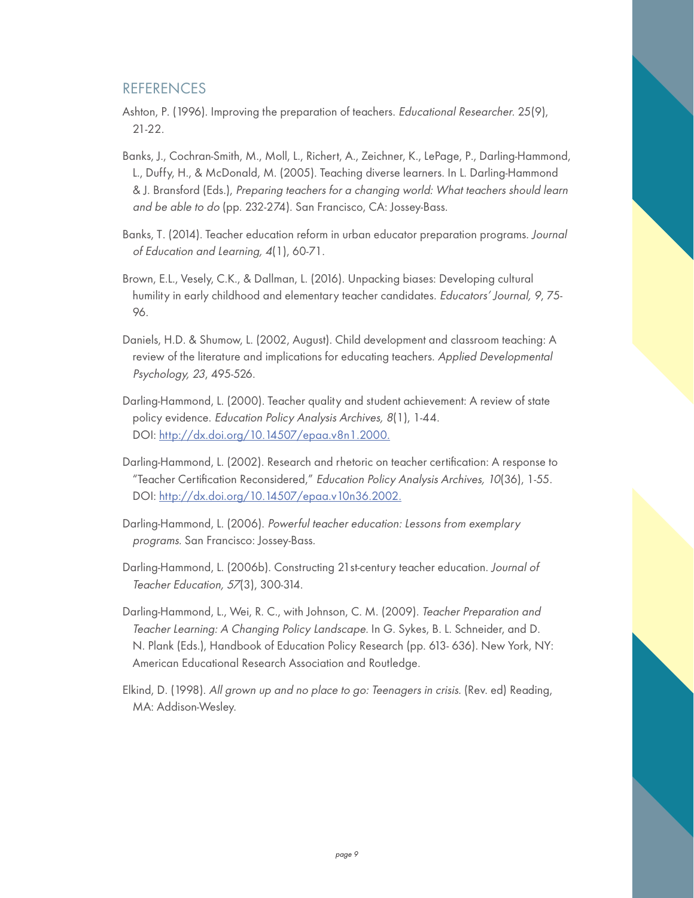## REFERENCES

Ashton, P. (1996). Improving the preparation of teachers. *Educational Researcher. 25*(9), 21-22.

Banks, J., Cochran-Smith, M., Moll, L., Richert, A., Zeichner, K., LePage, P., Darling-Hammond, L., Duffy, H., & McDonald, M. (2005). Teaching diverse learners. In L. Darling-Hammond & J. Bransford (Eds.), *Preparing teachers for a changing world: What teachers should learn and be able to do* (pp. 232-274). San Francisco, CA: Jossey-Bass.

Banks, T. (2014). Teacher education reform in urban educator preparation programs. *Journal of Education and Learning, 4*(1), 60-71.

Brown, E.L., Vesely, C.K., & Dallman, L. (2016). Unpacking biases: Developing cultural humility in early childhood and elementary teacher candidates. *Educators' Journal, 9, 75-96.*

Daniels, H.D. & Shumow, L. (2002, August). Child development and classroom teaching: A review of the literature and implications for educating teachers. *Applied Developmental Psychology, 23*, 495-526.

Darling-Hammond, L. (2000). Teacher quality and student achievement: A review of state policy evidence. *Education Policy Analysis Archives, 8*(1), 1-44. DOI: http://dx.doi.org/10.14507/epaa.v8n1.2000.

Darling-Hammond, L. (2002). Research and rhetoric on teacher certification: A response to "Teacher Certification Reconsidered," *Education Policy Analysis Archives, 10*(36), 1-55. DOI: http://dx.doi.org/10.14507/epaa.v10n36.2002.

Darling-Hammond, L. (2006). *Powerful teacher education: Lessons from exemplary programs.* San Francisco: Jossey-Bass.

Darling-Hammond, L. (2006b). Constructing 21st-century teacher education. *Journal of Teacher Education, 57*(3), 300-314.

Darling-Hammond, L., Wei, R. C., with Johnson, C. M. (2009). *Teacher Preparation and Teacher Learning: A Changing Policy Landscape.* In G. Sykes, B. L. Schneider, and D. N. Plank (Eds.), Handbook of Education Policy Research (pp. 613- 636). New York, NY: American Educational Research Association and Routledge.

Elkind, D. (1998). *All grown up and no place to go: Teenagers in crisis.* (Rev. ed) Reading, MA: Addison-Wesley.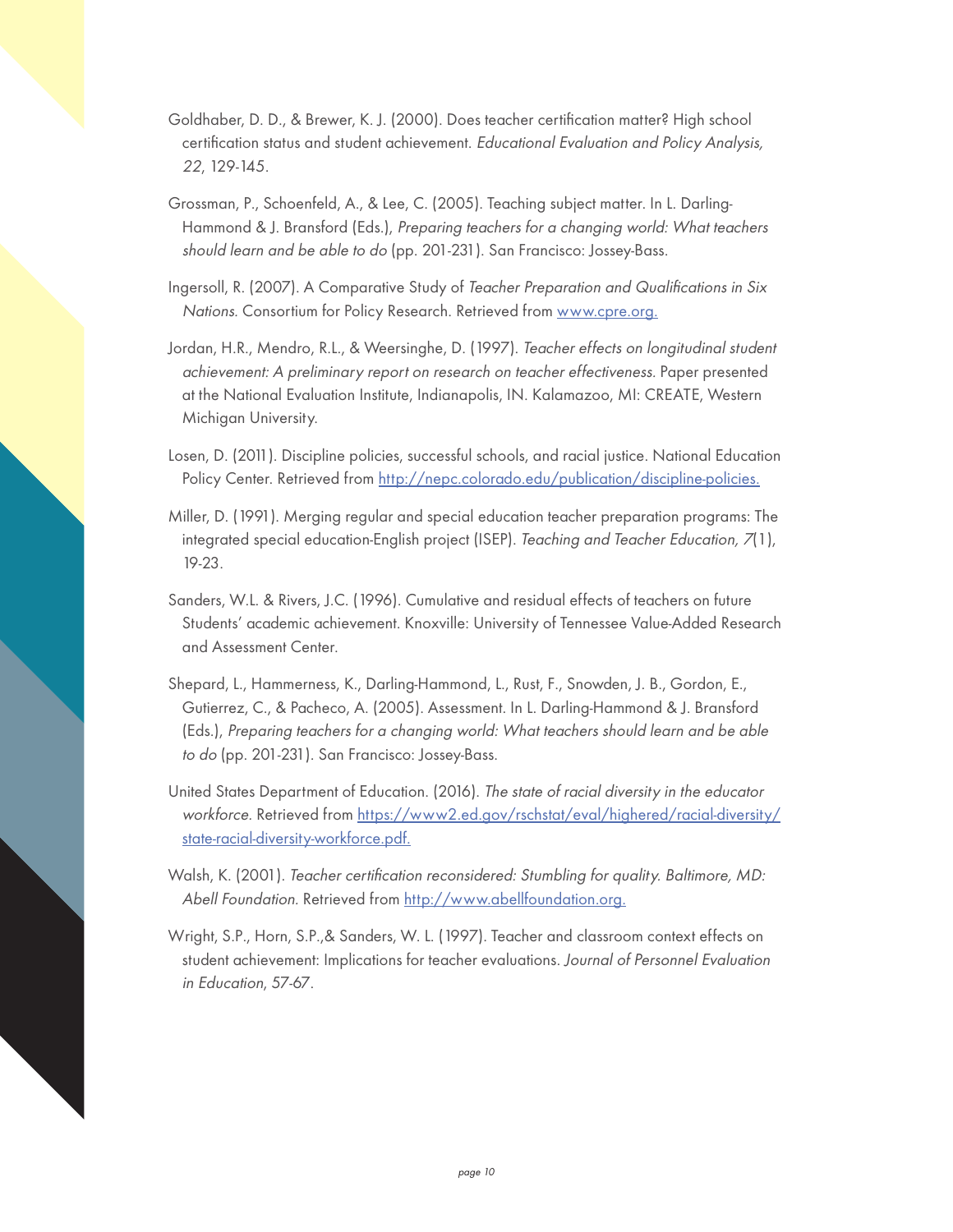Goldhaber, D. D., & Brewer, K. J. (2000). Does teacher certification matter? High school certification status and student achievement. *Educational Evaluation and Policy Analysis, 22*, 129-145.

Grossman, P., Schoenfeld, A., & Lee, C. (2005). Teaching subject matter. In L. Darling-Hammond & J. Bransford (Eds.), *Preparing teachers for a changing world: What teachers should learn and be able to do* (pp. 201-231). San Francisco: Jossey-Bass.

Ingersoll, R. (2007). A Comparative Study of *Teacher Preparation and Qualifications in Six Nations*. Consortium for Policy Research. Retrieved from [www.cpre.org.](www.cpre.org.)

Jordan, H.R., Mendro, R.L., & Weersinghe, D. (1997). *Teacher effects on longitudinal student achievement: A preliminary report on research on teacher effectiveness.* Paper presented at the National Evaluation Institute, Indianapolis, IN. Kalamazoo, MI: CREATE, Western Michigan University.

Losen, D. (2011). Discipline policies, successful schools, and racial justice. National Education Policy Center. Retrieved from [http://nepc.colorado.edu/publication/discipline-policies.](http://nepc.colorado.edu/publication/discipline-policies.)

Miller, D. (1991). Merging regular and special education teacher preparation programs: The integrated special education-English project (ISEP). *Teaching and Teacher Education, 7*(1), 19-23.

Sanders, W.L. & Rivers, J.C. (1996). Cumulative and residual effects of teachers on future Students' academic achievement. Knoxville: University of Tennessee Value-Added Research and Assessment Center.

Shepard, L., Hammerness, K., Darling-Hammond, L., Rust, F., Snowden, J. B., Gordon, E., Gutierrez, C., & Pacheco, A. (2005). Assessment. In L. Darling-Hammond & J. Bransford (Eds.), *Preparing teachers for a changing world: What teachers should learn and be able to do* (pp. 201-231). San Francisco: Jossey-Bass.

United States Department of Education. (2016). *The state of racial diversity in the educator workforce.* Retrieved from [https://www2.ed.gov/rschstat/eval/highered/racial-diversity/state-racial-diversity-workforce.pdf.](https://www2.ed.gov/rschstat/eval/highered/racial-diversity/state-racial-diversity-workforce.pdf.)

Walsh, K. (2001). *Teacher certification reconsidered: Stumbling for quality. Baltimore, MD: Abell Foundation.* Retrieved from [http://www.abellfoundation.org.](http://www.abellfoundation.org.)

Wright, S.P., Horn, S.P.,& Sanders, W. L. (1997). Teacher and classroom context effects on student achievement: Implications for teacher evaluations. *Journal of Personnel Evaluation in Education, 57-67*.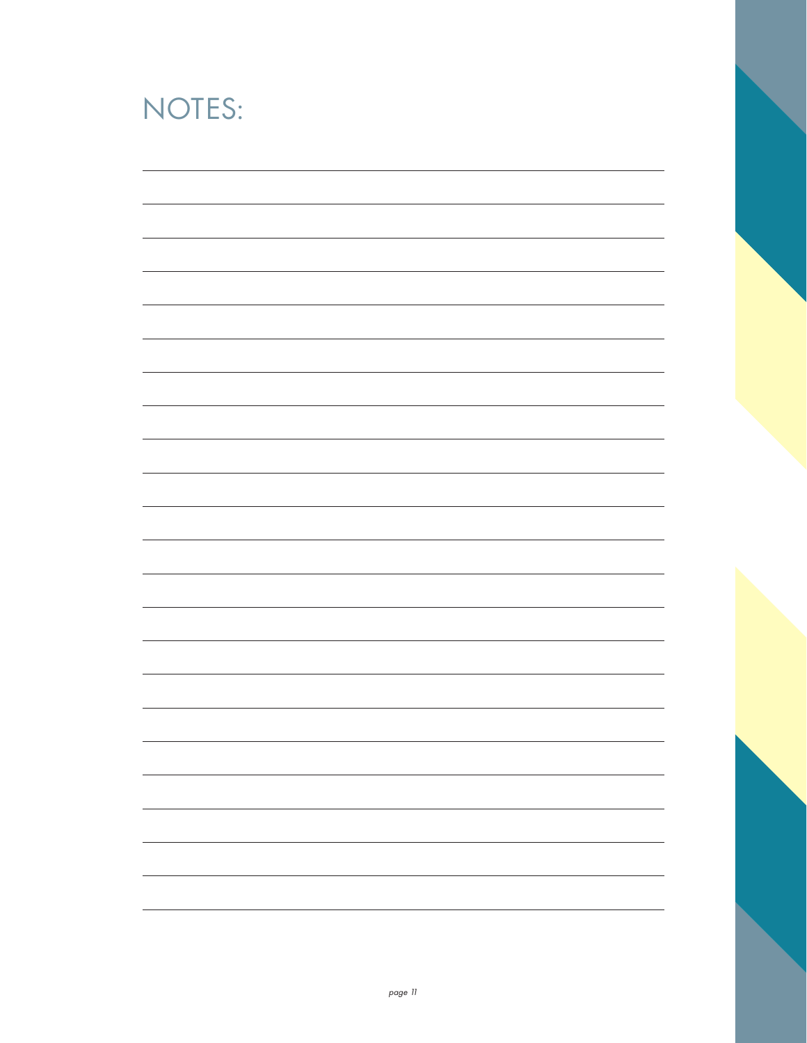# NOTES: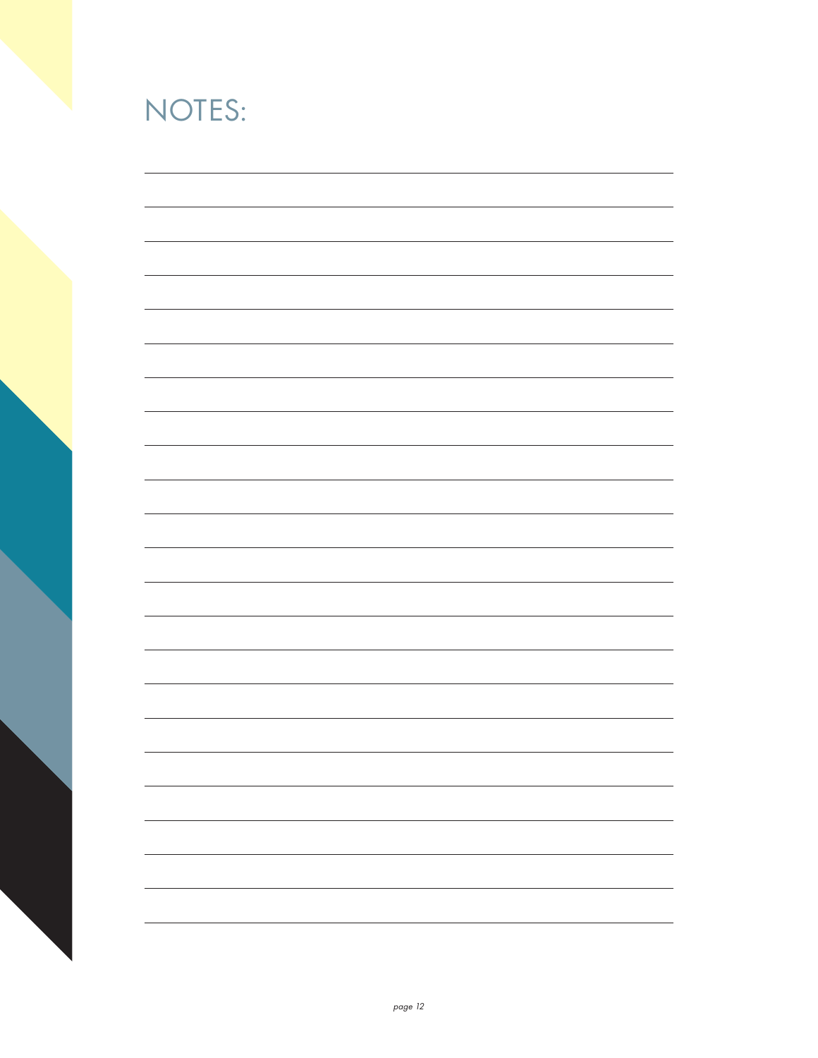# NOTES: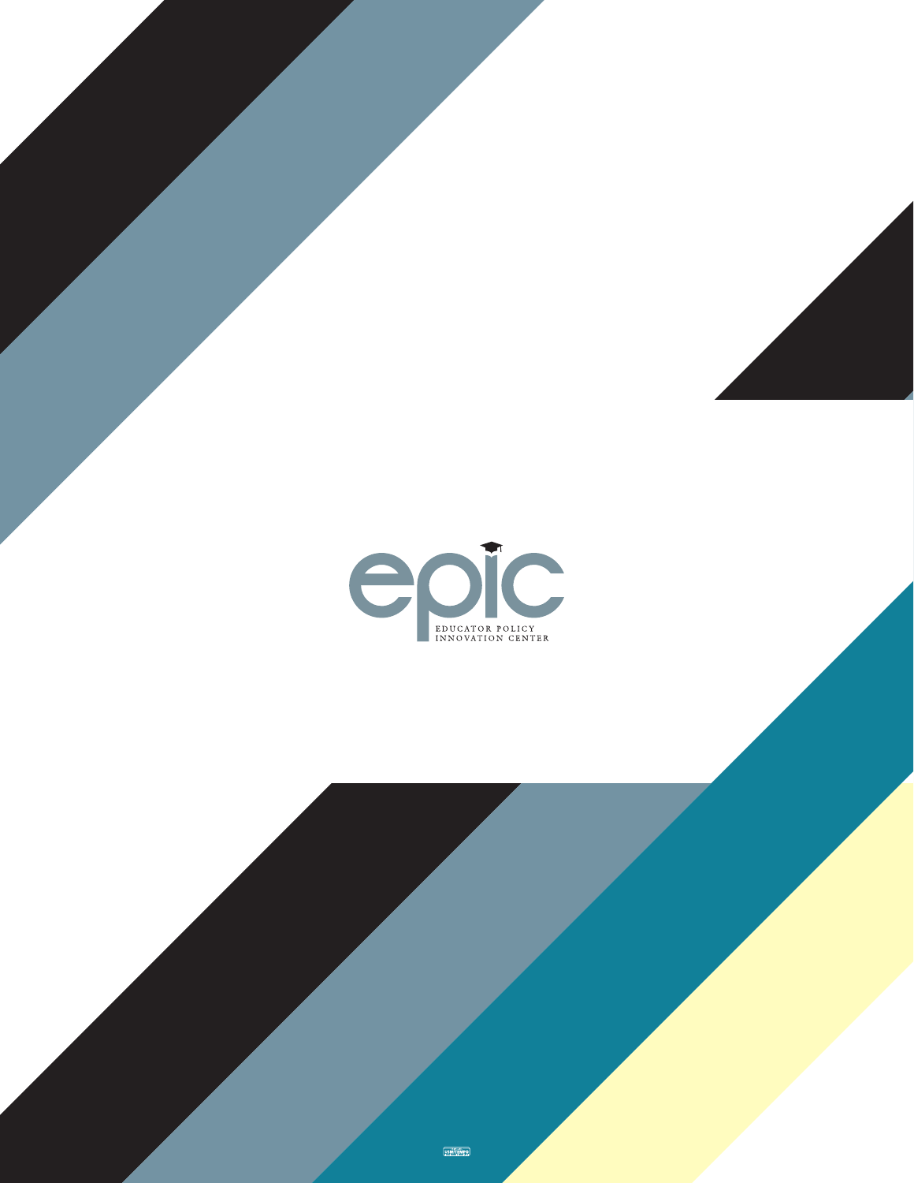EDUCATOR POLICY INNOVATION CENTER